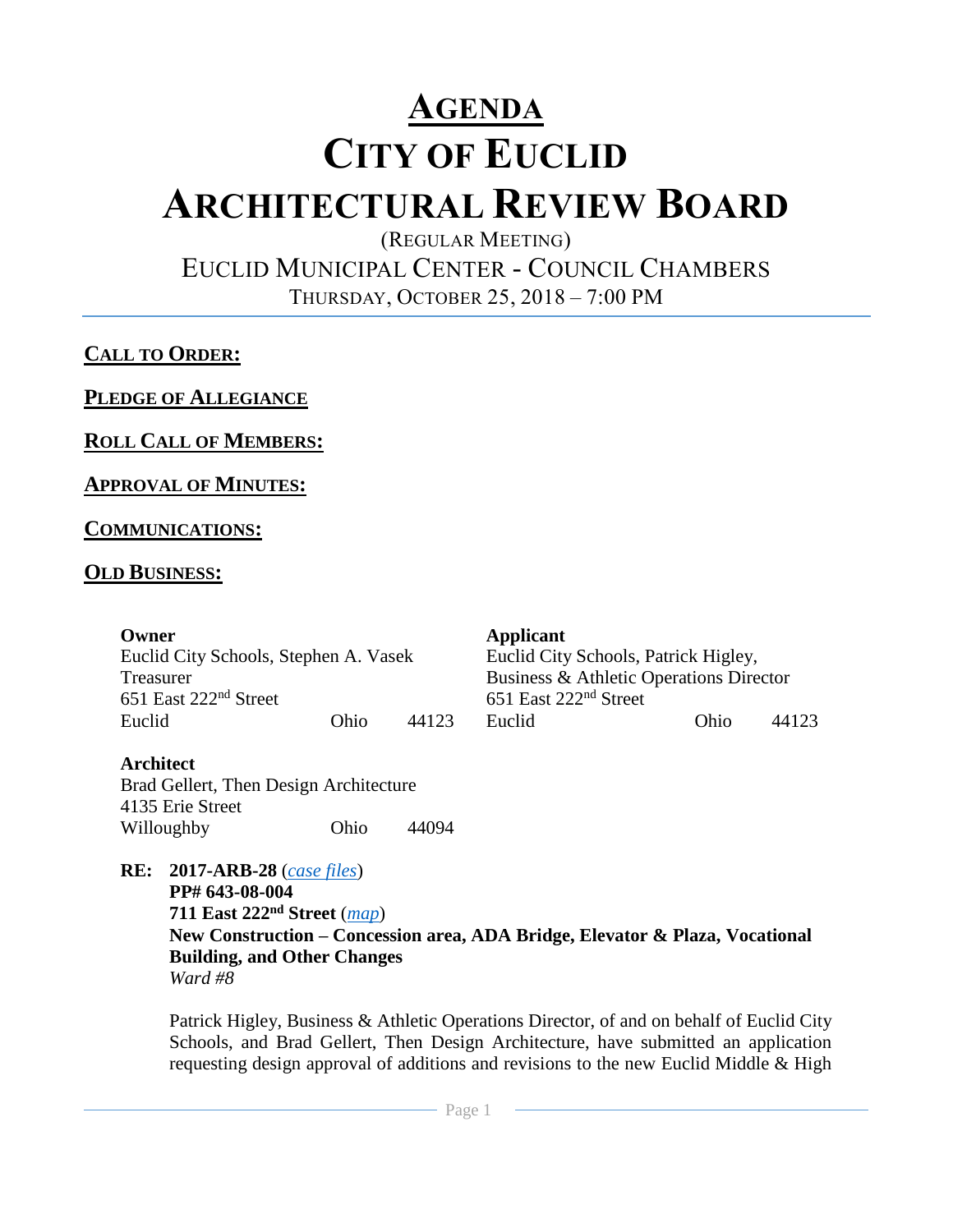# AGENDA
# CITY OF EUCLID
# ARCHITECTURAL REVIEW BOARD

(REGULAR MEETING)

EUCLID MUNICIPAL CENTER - COUNCIL CHAMBERS

THURSDAY, OCTOBER 25, 2018 – 7:00 PM

## CALL TO ORDER:

## PLEDGE OF ALLEGIANCE

## ROLL CALL OF MEMBERS:

## APPROVAL OF MINUTES:

## COMMUNICATIONS:

## OLD BUSINESS:

**Owner**
Euclid City Schools, Stephen A. Vasek
Treasurer
651 East 222nd Street
Euclid Ohio 44123

**Applicant**
Euclid City Schools, Patrick Higley,
Business & Athletic Operations Director
651 East 222nd Street
Euclid Ohio 44123

**Architect**
Brad Gellert, Then Design Architecture
4135 Erie Street
Willoughby Ohio 44094

**RE: 2017-ARB-28** (*case files*)
**PP# 643-08-004**
**711 East 222nd Street** (*map*)
**New Construction – Concession area, ADA Bridge, Elevator & Plaza, Vocational Building, and Other Changes**
*Ward #8*

Patrick Higley, Business & Athletic Operations Director, of and on behalf of Euclid City Schools, and Brad Gellert, Then Design Architecture, have submitted an application requesting design approval of additions and revisions to the new Euclid Middle & High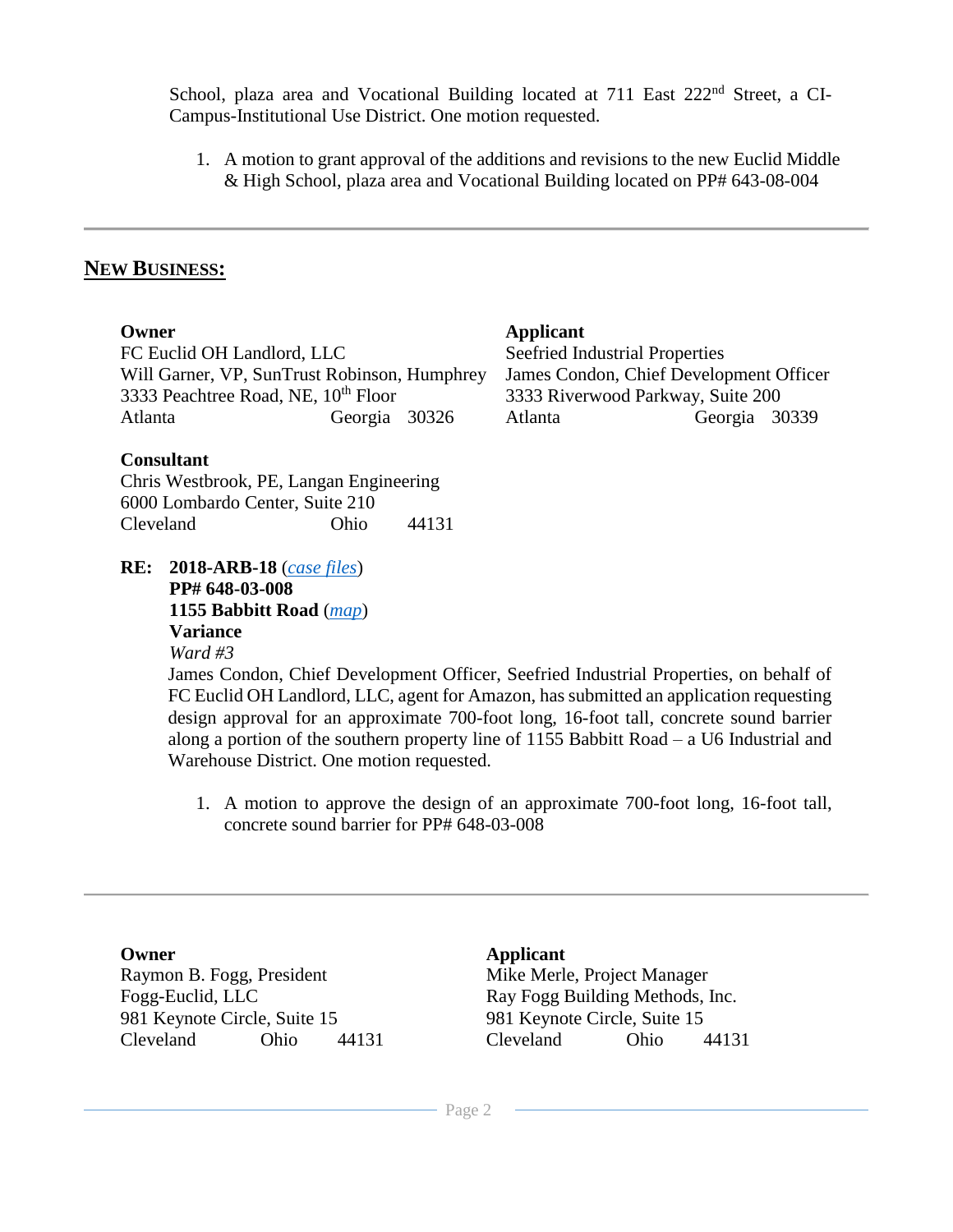School, plaza area and Vocational Building located at 711 East 222nd Street, a CI-Campus-Institutional Use District. One motion requested.

1. A motion to grant approval of the additions and revisions to the new Euclid Middle & High School, plaza area and Vocational Building located on PP# 643-08-004

---

## NEW BUSINESS:

**Owner**
FC Euclid OH Landlord, LLC
Will Garner, VP, SunTrust Robinson, Humphrey
3333 Peachtree Road, NE, 10th Floor
Atlanta Georgia 30326

**Applicant**
Seefried Industrial Properties
James Condon, Chief Development Officer
3333 Riverwood Parkway, Suite 200
Atlanta Georgia 30339

**Consultant**
Chris Westbrook, PE, Langan Engineering
6000 Lombardo Center, Suite 210
Cleveland Ohio 44131

**RE: 2018-ARB-18** (*case files*)
**PP# 648-03-008**
**1155 Babbitt Road** (*map*)
**Variance**
*Ward #3*

James Condon, Chief Development Officer, Seefried Industrial Properties, on behalf of FC Euclid OH Landlord, LLC, agent for Amazon, has submitted an application requesting design approval for an approximate 700-foot long, 16-foot tall, concrete sound barrier along a portion of the southern property line of 1155 Babbitt Road – a U6 Industrial and Warehouse District. One motion requested.

1. A motion to approve the design of an approximate 700-foot long, 16-foot tall, concrete sound barrier for PP# 648-03-008

---

**Owner**
Raymon B. Fogg, President
Fogg-Euclid, LLC
981 Keynote Circle, Suite 15
Cleveland Ohio 44131

**Applicant**
Mike Merle, Project Manager
Ray Fogg Building Methods, Inc.
981 Keynote Circle, Suite 15
Cleveland Ohio 44131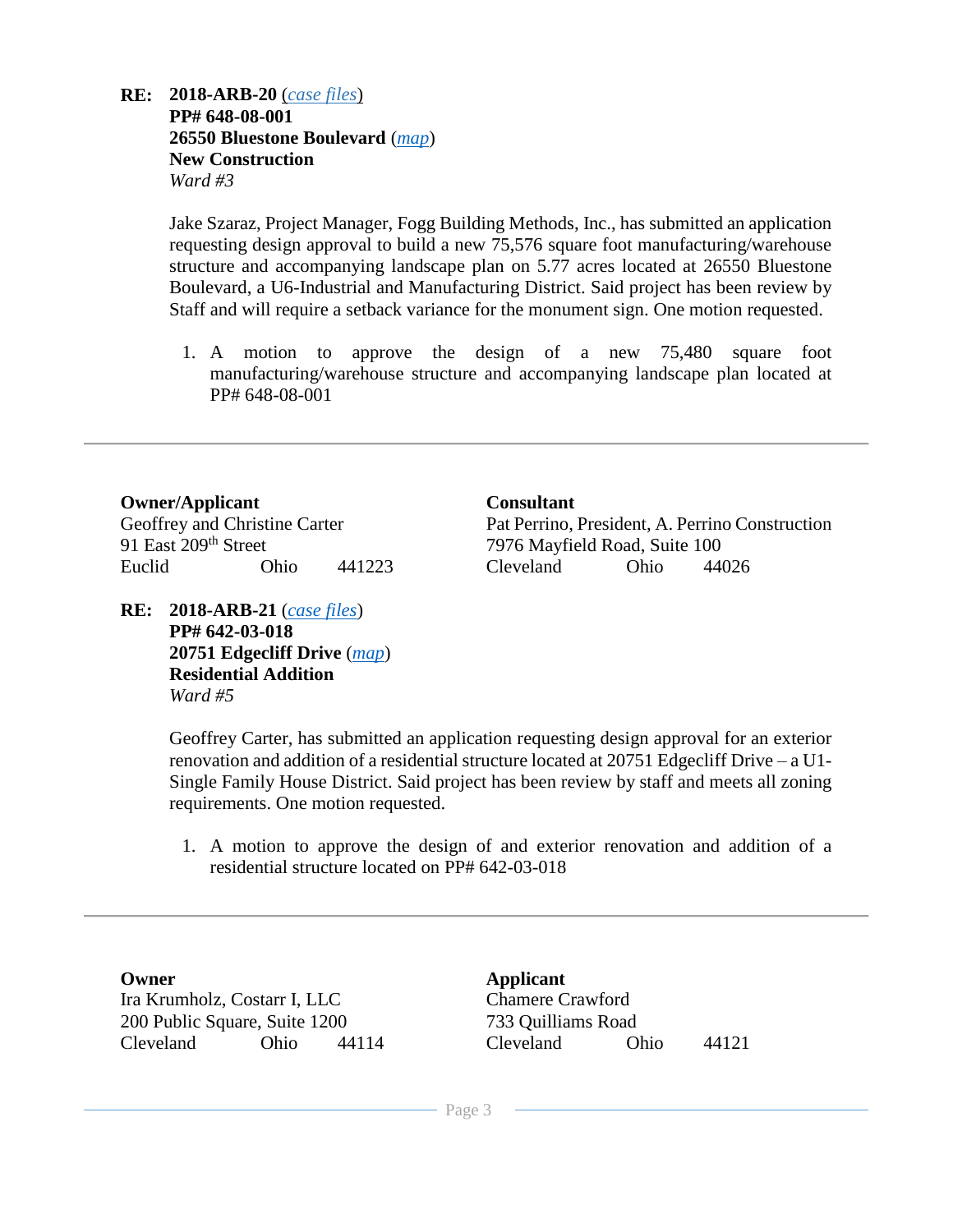**RE: 2018-ARB-20** (*case files*)
**PP# 648-08-001**
**26550 Bluestone Boulevard** (*map*)
**New Construction**
*Ward #3*

Jake Szaraz, Project Manager, Fogg Building Methods, Inc., has submitted an application requesting design approval to build a new 75,576 square foot manufacturing/warehouse structure and accompanying landscape plan on 5.77 acres located at 26550 Bluestone Boulevard, a U6-Industrial and Manufacturing District. Said project has been review by Staff and will require a setback variance for the monument sign. One motion requested.

1. A motion to approve the design of a new 75,480 square foot manufacturing/warehouse structure and accompanying landscape plan located at PP# 648-08-001

---

**Owner/Applicant**
Geoffrey and Christine Carter
91 East 209th Street
Euclid Ohio 441223

**Consultant**
Pat Perrino, President, A. Perrino Construction
7976 Mayfield Road, Suite 100
Cleveland Ohio 44026

**RE: 2018-ARB-21** (*case files*)
**PP# 642-03-018**
**20751 Edgecliff Drive** (*map*)
**Residential Addition**
*Ward #5*

Geoffrey Carter, has submitted an application requesting design approval for an exterior renovation and addition of a residential structure located at 20751 Edgecliff Drive – a U1-Single Family House District. Said project has been review by staff and meets all zoning requirements. One motion requested.

1. A motion to approve the design of and exterior renovation and addition of a residential structure located on PP# 642-03-018

---

**Owner**
Ira Krumholz, Costarr I, LLC
200 Public Square, Suite 1200
Cleveland Ohio 44114

**Applicant**
Chamere Crawford
733 Quilliams Road
Cleveland Ohio 44121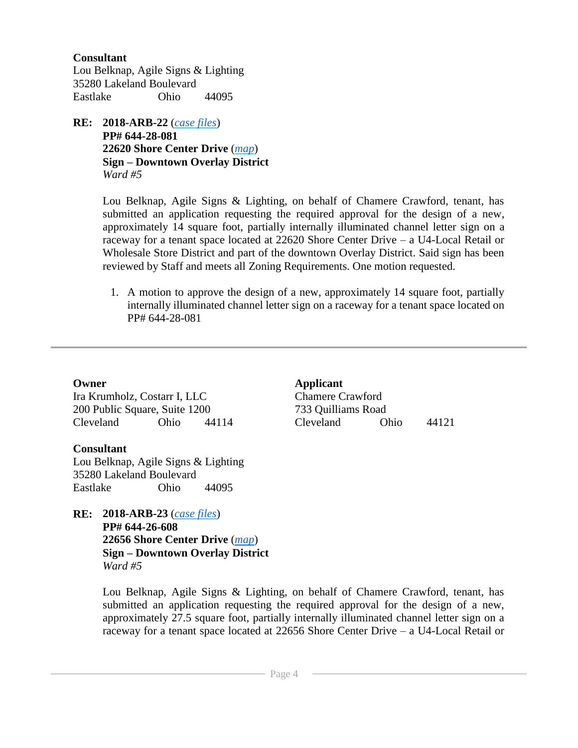**Consultant**
Lou Belknap, Agile Signs & Lighting
35280 Lakeland Boulevard
Eastlake Ohio 44095

**RE: 2018-ARB-22** (*case files*)
**PP# 644-28-081**
**22620 Shore Center Drive** (*map*)
**Sign – Downtown Overlay District**
*Ward #5*

Lou Belknap, Agile Signs & Lighting, on behalf of Chamere Crawford, tenant, has submitted an application requesting the required approval for the design of a new, approximately 14 square foot, partially internally illuminated channel letter sign on a raceway for a tenant space located at 22620 Shore Center Drive – a U4-Local Retail or Wholesale Store District and part of the downtown Overlay District. Said sign has been reviewed by Staff and meets all Zoning Requirements. One motion requested.

1. A motion to approve the design of a new, approximately 14 square foot, partially internally illuminated channel letter sign on a raceway for a tenant space located on PP# 644-28-081

---

**Owner**
Ira Krumholz, Costarr I, LLC
200 Public Square, Suite 1200
Cleveland Ohio 44114

**Applicant**
Chamere Crawford
733 Quilliams Road
Cleveland Ohio 44121

**Consultant**
Lou Belknap, Agile Signs & Lighting
35280 Lakeland Boulevard
Eastlake Ohio 44095

**RE: 2018-ARB-23** (*case files*)
**PP# 644-26-608**
**22656 Shore Center Drive** (*map*)
**Sign – Downtown Overlay District**
*Ward #5*

Lou Belknap, Agile Signs & Lighting, on behalf of Chamere Crawford, tenant, has submitted an application requesting the required approval for the design of a new, approximately 27.5 square foot, partially internally illuminated channel letter sign on a raceway for a tenant space located at 22656 Shore Center Drive – a U4-Local Retail or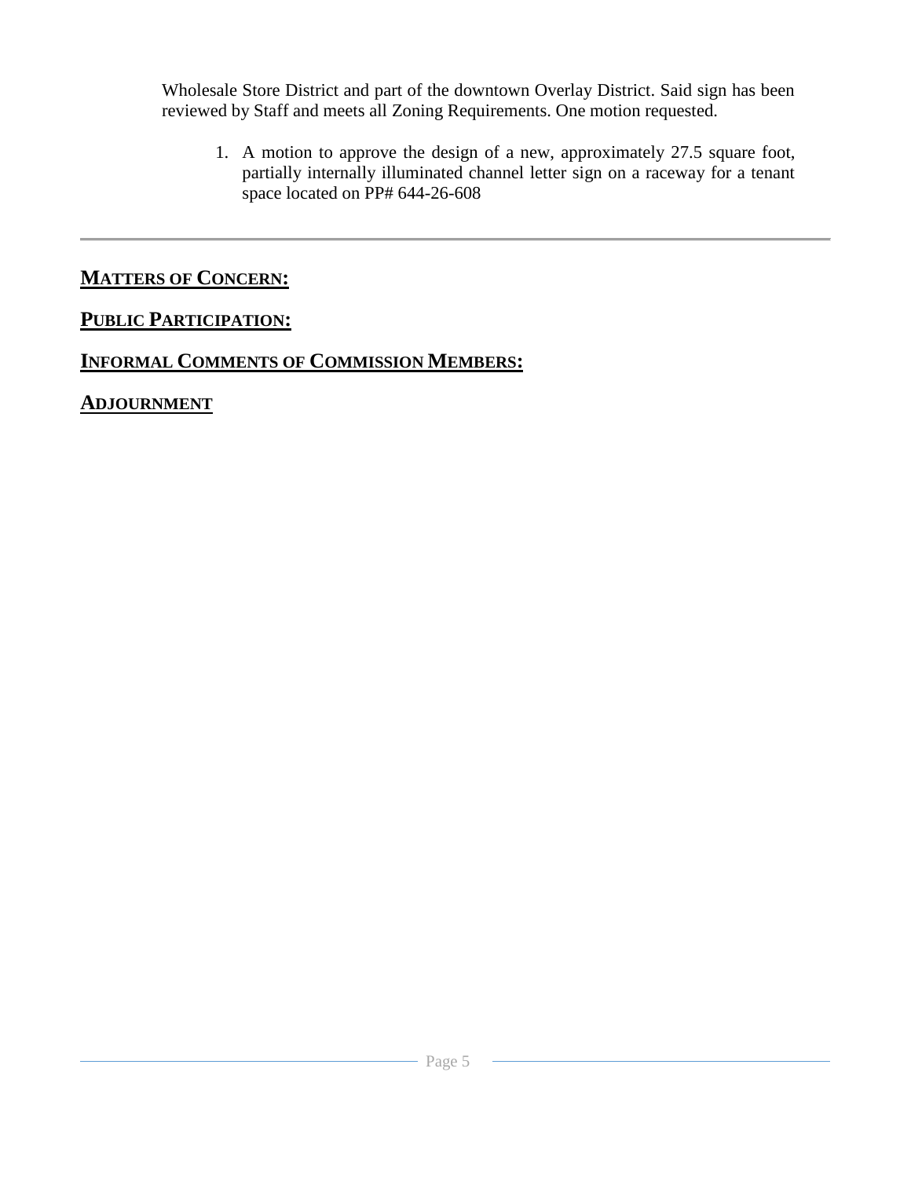Wholesale Store District and part of the downtown Overlay District. Said sign has been reviewed by Staff and meets all Zoning Requirements. One motion requested.

1. A motion to approve the design of a new, approximately 27.5 square foot, partially internally illuminated channel letter sign on a raceway for a tenant space located on PP# 644-26-608

---

## MATTERS OF CONCERN:

## PUBLIC PARTICIPATION:

## INFORMAL COMMENTS OF COMMISSION MEMBERS:

## ADJOURNMENT